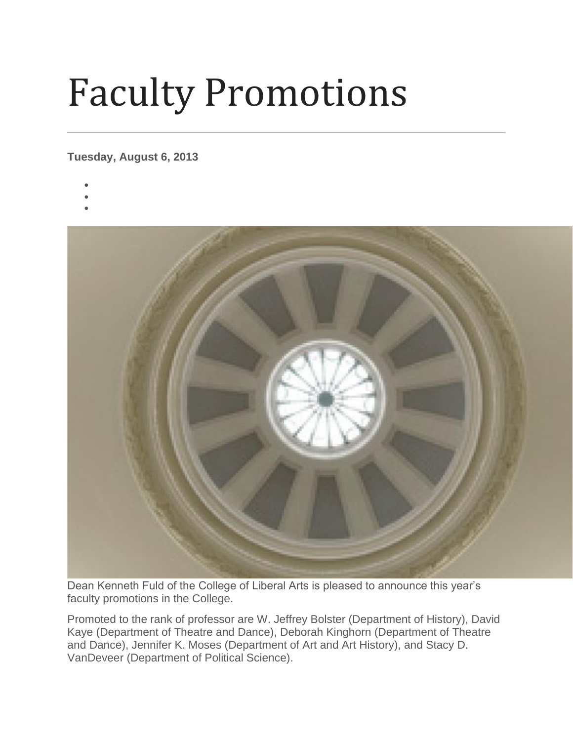# Faculty Promotions

**Tuesday, August 6, 2013**

Dean Kenneth Fuld of the College of Liberal Arts is pleased to announce this year's faculty promotions in the College.

Promoted to the rank of professor are W. Jeffrey Bolster (Department of History), David Kaye (Department of Theatre and Dance), Deborah Kinghorn (Department of Theatre and Dance), Jennifer K. Moses (Department of Art and Art History), and Stacy D. VanDeveer (Department of Political Science).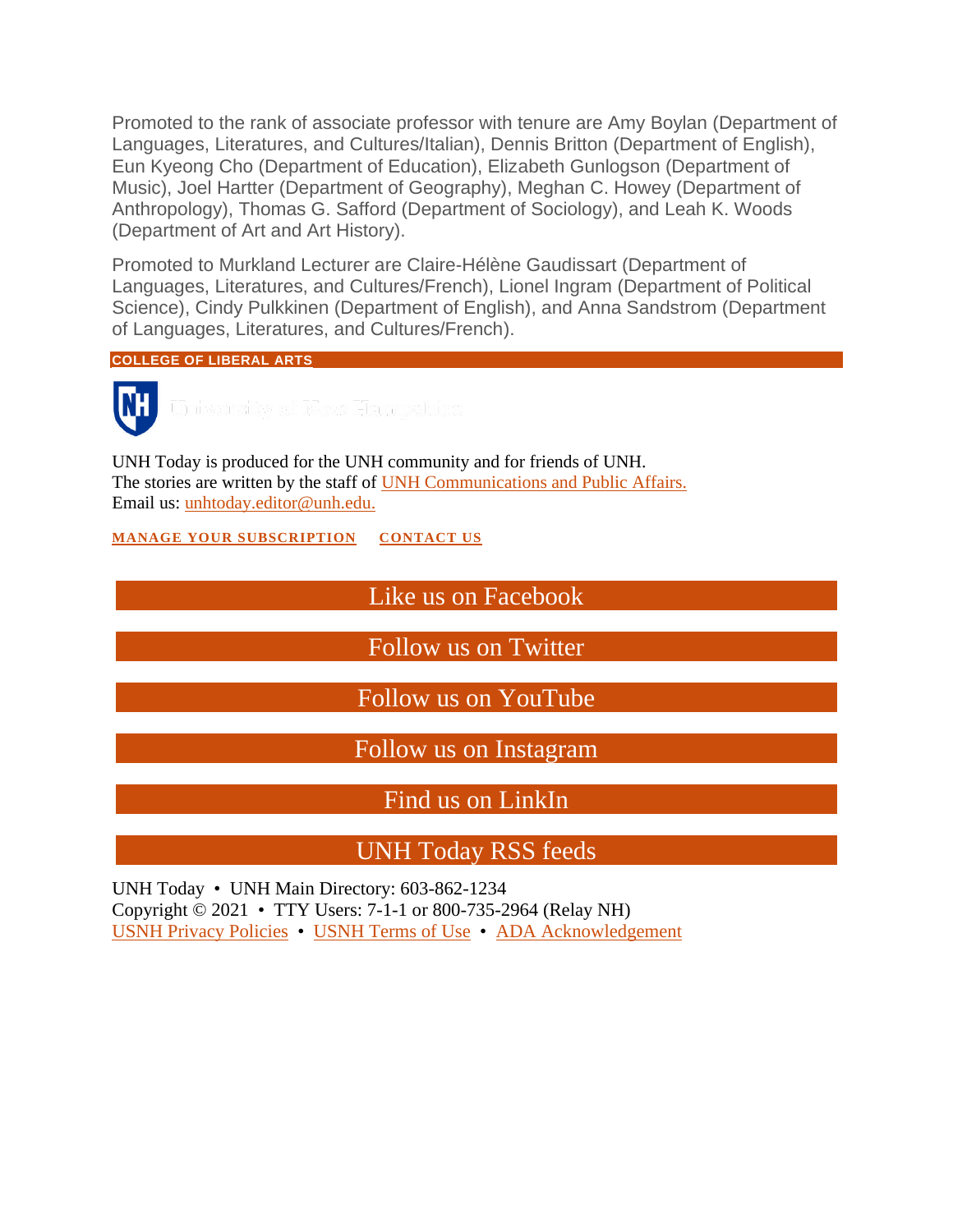Promoted to the rank of associate professor with tenure are Amy Boylan (Department of Languages, Literatures, and Cultures/Italian), Dennis Britton (Department of English), Eun Kyeong Cho (Department of Education), Elizabeth Gunlogson (Department of Music), Joel Hartter (Department of Geography), Meghan C. Howey (Department of Anthropology), Thomas G. Safford (Department of Sociology), and Leah K. Woods (Department of Art and Art History).

Promoted to Murkland Lecturer are Claire-Hélène Gaudissart (Department of Languages, Literatures, and Cultures/French), Lionel Ingram (Department of Political Science), Cindy Pulkkinen (Department of English), and Anna Sandstrom (Department of Languages, Literatures, and Cultures/French).

**COLLEGE OF LIBERAL ARTS**

UNH Today is produced for the UNH community and for friends of UNH.
The stories are written by the staff of UNH Communications and Public Affairs.
Email us: unhtoday.editor@unh.edu.

**MANAGE YOUR SUBSCRIPTION** **CONTACT US**

Like us on Facebook

Follow us on Twitter

Follow us on YouTube

Follow us on Instagram

Find us on LinkIn

UNH Today RSS feeds

UNH Today • UNH Main Directory: 603-862-1234
Copyright © 2021 • TTY Users: 7-1-1 or 800-735-2964 (Relay NH)
USNH Privacy Policies • USNH Terms of Use • ADA Acknowledgement